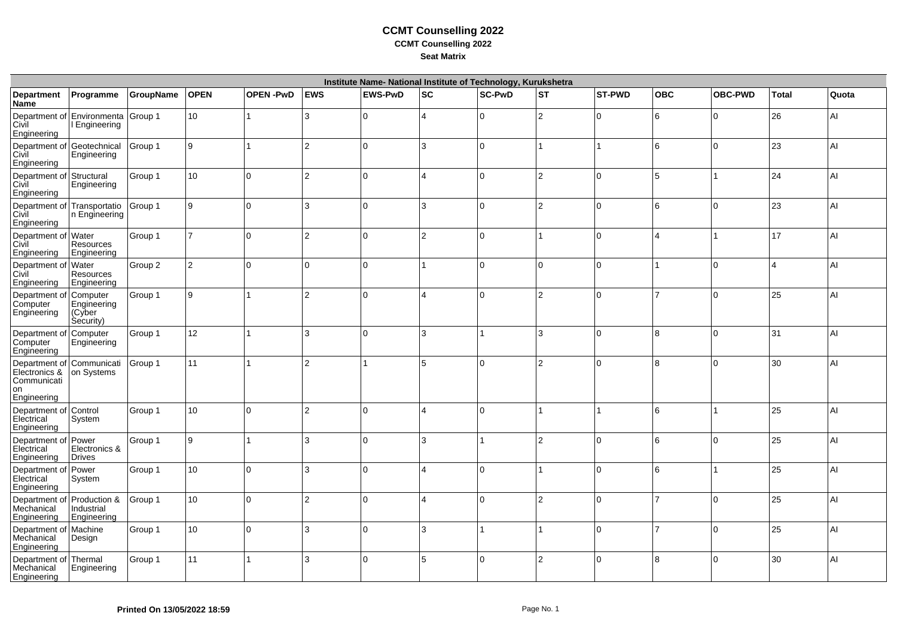# CCMT Counselling 2022

## CCMT Counselling 2022

### Seat Matrix

| Institute Name- National Institute of Technology, Kurukshetra | | | | | | | | | | | | | | |
|---|---|---|---|---|---|---|---|---|---|---|---|---|---|---|
| **Department Name** | **Programme** | **GroupName** | **OPEN** | **OPEN -PwD** | **EWS** | **EWS-PwD** | **SC** | **SC-PwD** | **ST** | **ST-PWD** | **OBC** | **OBC-PWD** | **Total** | **Quota** |
| Department of Civil Engineering | Environmental Engineering | Group 1 | 10 | 1 | 3 | 0 | 4 | 0 | 2 | 0 | 6 | 0 | 26 | AI |
| Department of Civil Engineering | Geotechnical Engineering | Group 1 | 9 | 1 | 2 | 0 | 3 | 0 | 1 | 1 | 6 | 0 | 23 | AI |
| Department of Civil Engineering | Structural Engineering | Group 1 | 10 | 0 | 2 | 0 | 4 | 0 | 2 | 0 | 5 | 1 | 24 | AI |
| Department of Civil Engineering | Transportation Engineering | Group 1 | 9 | 0 | 3 | 0 | 3 | 0 | 2 | 0 | 6 | 0 | 23 | AI |
| Department of Civil Engineering | Water Resources Engineering | Group 1 | 7 | 0 | 2 | 0 | 2 | 0 | 1 | 0 | 4 | 1 | 17 | AI |
| Department of Civil Engineering | Water Resources Engineering | Group 2 | 2 | 0 | 0 | 0 | 1 | 0 | 0 | 0 | 1 | 0 | 4 | AI |
| Department of Computer Engineering | Computer Engineering (Cyber Security) | Group 1 | 9 | 1 | 2 | 0 | 4 | 0 | 2 | 0 | 7 | 0 | 25 | AI |
| Department of Computer Engineering | Computer Engineering | Group 1 | 12 | 1 | 3 | 0 | 3 | 1 | 3 | 0 | 8 | 0 | 31 | AI |
| Department of Electronics & Communication Engineering | Communication Systems | Group 1 | 11 | 1 | 2 | 1 | 5 | 0 | 2 | 0 | 8 | 0 | 30 | AI |
| Department of Electrical Engineering | Control System | Group 1 | 10 | 0 | 2 | 0 | 4 | 0 | 1 | 1 | 6 | 1 | 25 | AI |
| Department of Electrical Engineering | Power Electronics & Drives | Group 1 | 9 | 1 | 3 | 0 | 3 | 1 | 2 | 0 | 6 | 0 | 25 | AI |
| Department of Electrical Engineering | Power System | Group 1 | 10 | 0 | 3 | 0 | 4 | 0 | 1 | 0 | 6 | 1 | 25 | AI |
| Department of Mechanical Engineering | Production & Industrial Engineering | Group 1 | 10 | 0 | 2 | 0 | 4 | 0 | 2 | 0 | 7 | 0 | 25 | AI |
| Department of Mechanical Engineering | Machine Design | Group 1 | 10 | 0 | 3 | 0 | 3 | 1 | 1 | 0 | 7 | 0 | 25 | AI |
| Department of Mechanical Engineering | Thermal Engineering | Group 1 | 11 | 1 | 3 | 0 | 5 | 0 | 2 | 0 | 8 | 0 | 30 | AI |

**Printed On 13/05/2022 18:59**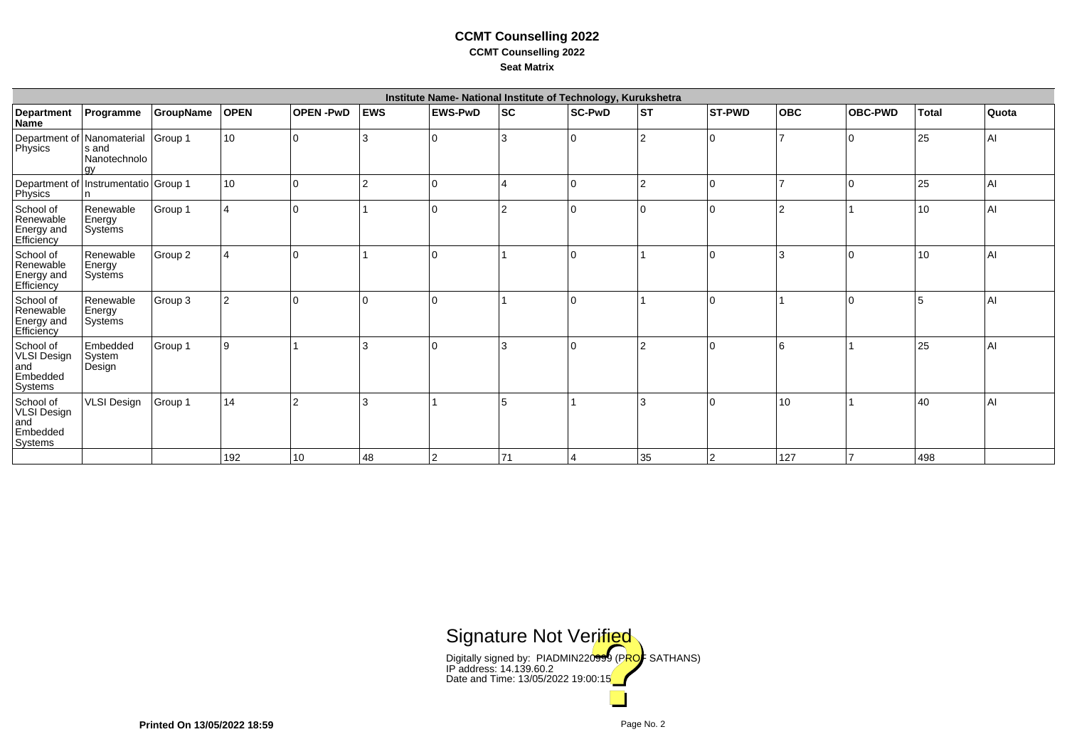# CCMT Counselling 2022

**CCMT Counselling 2022**

**Seat Matrix**

| Institute Name- National Institute of Technology, Kurukshetra | | | | | | | | | | | | | | |
|---|---|---|---|---|---|---|---|---|---|---|---|---|---|---|
| **Department Name** | **Programme** | **GroupName** | **OPEN** | **OPEN -PwD** | **EWS** | **EWS-PwD** | **SC** | **SC-PwD** | **ST** | **ST-PWD** | **OBC** | **OBC-PWD** | **Total** | **Quota** |
| Department of Physics | Nanomaterials and Nanotechnology | Group 1 | 10 | 0 | 3 | 0 | 3 | 0 | 2 | 0 | 7 | 0 | 25 | AI |
| Department of Physics | Instrumentation | Group 1 | 10 | 0 | 2 | 0 | 4 | 0 | 2 | 0 | 7 | 0 | 25 | AI |
| School of Renewable Energy and Efficiency | Renewable Energy Systems | Group 1 | 4 | 0 | 1 | 0 | 2 | 0 | 0 | 0 | 2 | 1 | 10 | AI |
| School of Renewable Energy and Efficiency | Renewable Energy Systems | Group 2 | 4 | 0 | 1 | 0 | 1 | 0 | 1 | 0 | 3 | 0 | 10 | AI |
| School of Renewable Energy and Efficiency | Renewable Energy Systems | Group 3 | 2 | 0 | 0 | 0 | 1 | 0 | 1 | 0 | 1 | 0 | 5 | AI |
| School of VLSI Design and Embedded Systems | Embedded System Design | Group 1 | 9 | 1 | 3 | 0 | 3 | 0 | 2 | 0 | 6 | 1 | 25 | AI |
| School of VLSI Design and Embedded Systems | VLSI Design | Group 1 | 14 | 2 | 3 | 1 | 5 | 1 | 3 | 0 | 10 | 1 | 40 | AI |
| | | | 192 | 10 | 48 | 2 | 71 | 4 | 35 | 2 | 127 | 7 | 498 | |

Signature Not Verified

Digitally signed by: PIADMIN220999 (PROF SATHANS)
IP address: 14.139.60.2
Date and Time: 13/05/2022 19:00:15

**Printed On 13/05/2022 18:59**